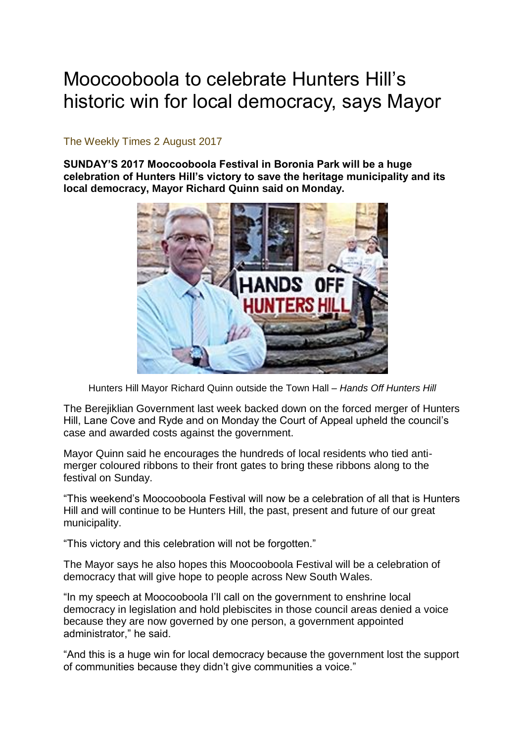# Moocooboola to celebrate Hunters Hill's historic win for local democracy, says Mayor

The Weekly Times 2 August 2017

**SUNDAY'S 2017 Moocooboola Festival in Boronia Park will be a huge celebration of Hunters Hill's victory to save the heritage municipality and its local democracy, Mayor Richard Quinn said on Monday.**

Hunters Hill Mayor Richard Quinn outside the Town Hall – *Hands Off Hunters Hill*

The Berejiklian Government last week backed down on the forced merger of Hunters Hill, Lane Cove and Ryde and on Monday the Court of Appeal upheld the council's case and awarded costs against the government.

Mayor Quinn said he encourages the hundreds of local residents who tied anti-merger coloured ribbons to their front gates to bring these ribbons along to the festival on Sunday.

"This weekend's Moocooboola Festival will now be a celebration of all that is Hunters Hill and will continue to be Hunters Hill, the past, present and future of our great municipality.

"This victory and this celebration will not be forgotten."

The Mayor says he also hopes this Moocooboola Festival will be a celebration of democracy that will give hope to people across New South Wales.

"In my speech at Moocooboola I'll call on the government to enshrine local democracy in legislation and hold plebiscites in those council areas denied a voice because they are now governed by one person, a government appointed administrator," he said.

"And this is a huge win for local democracy because the government lost the support of communities because they didn't give communities a voice."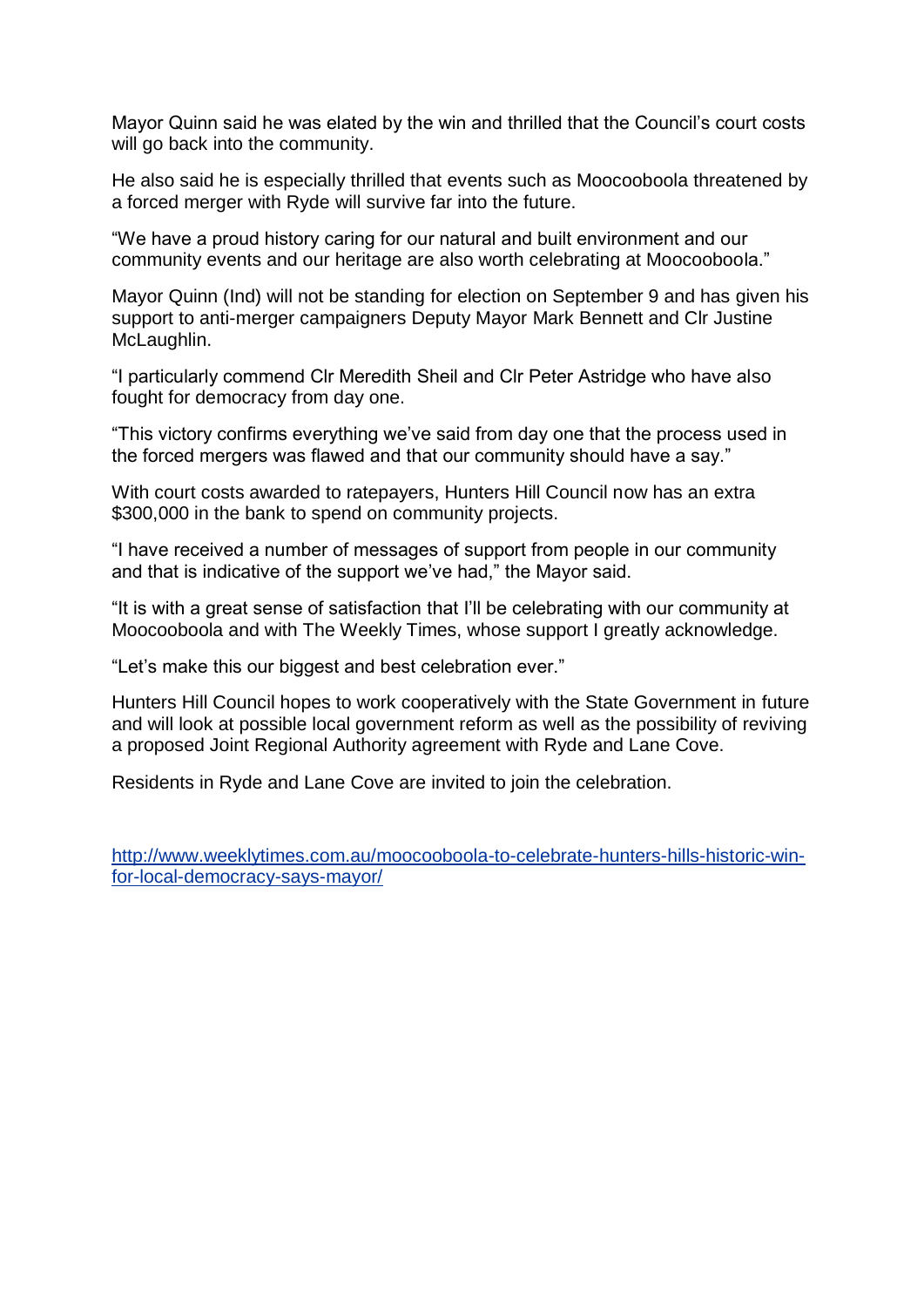Mayor Quinn said he was elated by the win and thrilled that the Council's court costs will go back into the community.

He also said he is especially thrilled that events such as Moocooboola threatened by a forced merger with Ryde will survive far into the future.

"We have a proud history caring for our natural and built environment and our community events and our heritage are also worth celebrating at Moocooboola."

Mayor Quinn (Ind) will not be standing for election on September 9 and has given his support to anti-merger campaigners Deputy Mayor Mark Bennett and Clr Justine McLaughlin.

"I particularly commend Clr Meredith Sheil and Clr Peter Astridge who have also fought for democracy from day one.

"This victory confirms everything we've said from day one that the process used in the forced mergers was flawed and that our community should have a say."

With court costs awarded to ratepayers, Hunters Hill Council now has an extra $300,000 in the bank to spend on community projects.

"I have received a number of messages of support from people in our community and that is indicative of the support we've had," the Mayor said.

"It is with a great sense of satisfaction that I'll be celebrating with our community at Moocooboola and with The Weekly Times, whose support I greatly acknowledge.

"Let's make this our biggest and best celebration ever."

Hunters Hill Council hopes to work cooperatively with the State Government in future and will look at possible local government reform as well as the possibility of reviving a proposed Joint Regional Authority agreement with Ryde and Lane Cove.

Residents in Ryde and Lane Cove are invited to join the celebration.

[http://www.weeklytimes.com.au/moocooboola-to-celebrate-hunters-hills-historic-win-for-local-democracy-says-mayor/](http://www.weeklytimes.com.au/moocooboola-to-celebrate-hunters-hills-historic-win-for-local-democracy-says-mayor/)